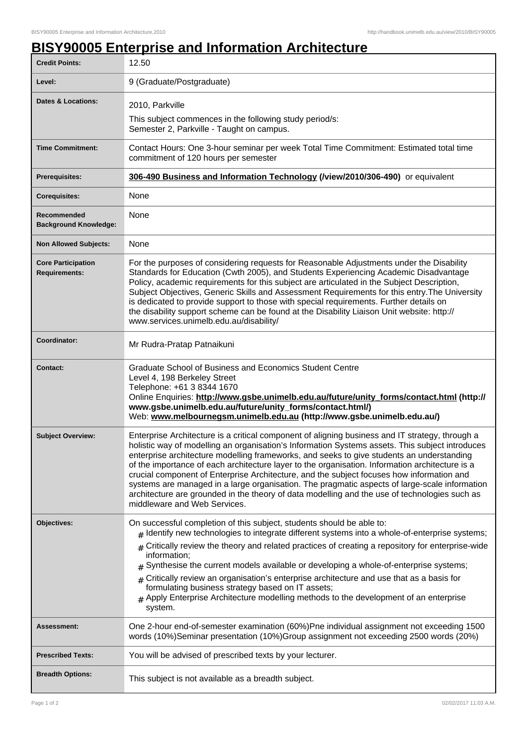# BISY90005 Enterprise and Information Architecture

| Credit Points: | 12.50 |
|---|---|
| Level: | 9 (Graduate/Postgraduate) |
| Dates & Locations: | 2010, Parkville<br>This subject commences in the following study period/s:<br>Semester 2, Parkville - Taught on campus. |
| Time Commitment: | Contact Hours: One 3-hour seminar per week Total Time Commitment: Estimated total time commitment of 120 hours per semester |
| Prerequisites: | **306-490 Business and Information Technology (/view/2010/306-490)** or equivalent |
| Corequisites: | None |
| Recommended Background Knowledge: | None |
| Non Allowed Subjects: | None |
| Core Participation Requirements: | For the purposes of considering requests for Reasonable Adjustments under the Disability Standards for Education (Cwth 2005), and Students Experiencing Academic Disadvantage Policy, academic requirements for this subject are articulated in the Subject Description, Subject Objectives, Generic Skills and Assessment Requirements for this entry.The University is dedicated to provide support to those with special requirements. Further details on the disability support scheme can be found at the Disability Liaison Unit website: http://www.services.unimelb.edu.au/disability/ |
| Coordinator: | Mr Rudra-Pratap Patnaikuni |
| Contact: | Graduate School of Business and Economics Student Centre<br>Level 4, 198 Berkeley Street<br>Telephone: +61 3 8344 1670<br>Online Enquiries: **http://www.gsbe.unimelb.edu.au/future/unity_forms/contact.html (http://www.gsbe.unimelb.edu.au/future/unity_forms/contact.html/)**<br>Web: **www.melbournegsm.unimelb.edu.au (http://www.gsbe.unimelb.edu.au/)** |
| Subject Overview: | Enterprise Architecture is a critical component of aligning business and IT strategy, through a holistic way of modelling an organisation's Information Systems assets. This subject introduces enterprise architecture modelling frameworks, and seeks to give students an understanding of the importance of each architecture layer to the organisation. Information architecture is a crucial component of Enterprise Architecture, and the subject focuses how information and systems are managed in a large organisation. The pragmatic aspects of large-scale information architecture are grounded in the theory of data modelling and the use of technologies such as middleware and Web Services. |
| Objectives: | On successful completion of this subject, students should be able to:<br># Identify new technologies to integrate different systems into a whole-of-enterprise systems;<br># Critically review the theory and related practices of creating a repository for enterprise-wide information;<br># Synthesise the current models available or developing a whole-of-enterprise systems;<br># Critically review an organisation's enterprise architecture and use that as a basis for formulating business strategy based on IT assets;<br># Apply Enterprise Architecture modelling methods to the development of an enterprise system. |
| Assessment: | One 2-hour end-of-semester examination (60%)Pne individual assignment not exceeding 1500 words (10%)Seminar presentation (10%)Group assignment not exceeding 2500 words (20%) |
| Prescribed Texts: | You will be advised of prescribed texts by your lecturer. |
| Breadth Options: | This subject is not available as a breadth subject. |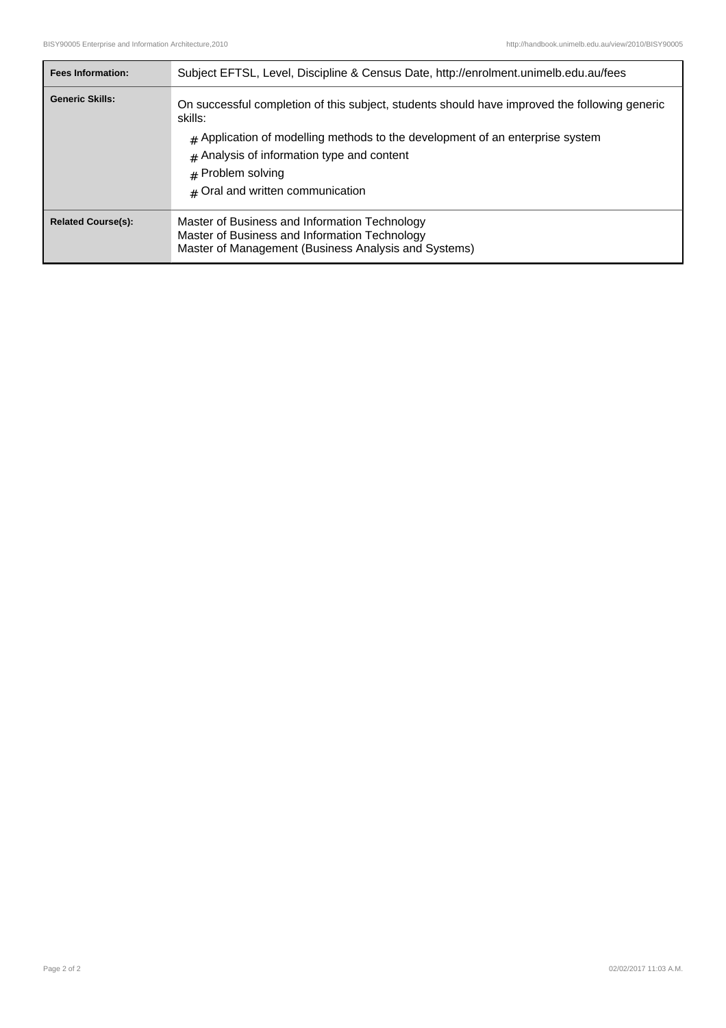| | |
|---|---|
| **Fees Information:** | Subject EFTSL, Level, Discipline & Census Date, http://enrolment.unimelb.edu.au/fees |
| **Generic Skills:** | On successful completion of this subject, students should have improved the following generic skills:<br># Application of modelling methods to the development of an enterprise system<br># Analysis of information type and content<br># Problem solving<br># Oral and written communication |
| **Related Course(s):** | Master of Business and Information Technology<br>Master of Business and Information Technology<br>Master of Management (Business Analysis and Systems) |